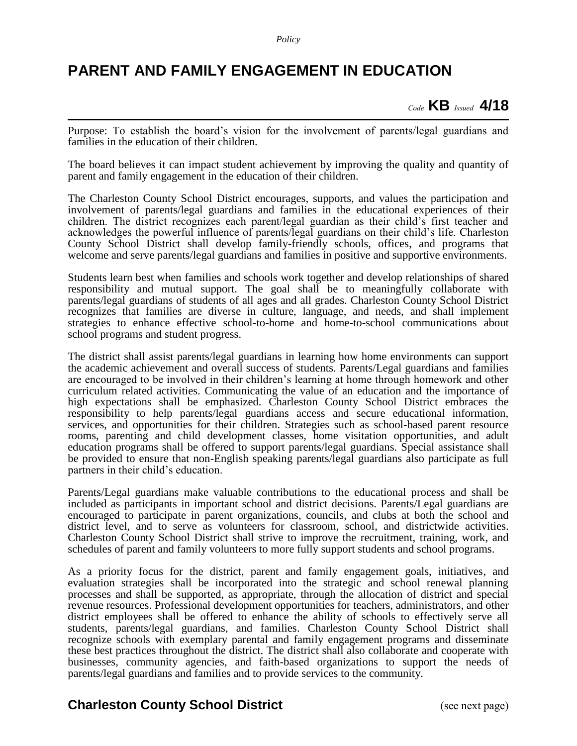*Policy*

# PARENT AND FAMILY ENGAGEMENT IN EDUCATION

*Code* **KB** *Issued* **4/18**

Purpose: To establish the board's vision for the involvement of parents/legal guardians and families in the education of their children.

The board believes it can impact student achievement by improving the quality and quantity of parent and family engagement in the education of their children.

The Charleston County School District encourages, supports, and values the participation and involvement of parents/legal guardians and families in the educational experiences of their children. The district recognizes each parent/legal guardian as their child's first teacher and acknowledges the powerful influence of parents/legal guardians on their child's life. Charleston County School District shall develop family-friendly schools, offices, and programs that welcome and serve parents/legal guardians and families in positive and supportive environments.

Students learn best when families and schools work together and develop relationships of shared responsibility and mutual support. The goal shall be to meaningfully collaborate with parents/legal guardians of students of all ages and all grades. Charleston County School District recognizes that families are diverse in culture, language, and needs, and shall implement strategies to enhance effective school-to-home and home-to-school communications about school programs and student progress.

The district shall assist parents/legal guardians in learning how home environments can support the academic achievement and overall success of students. Parents/Legal guardians and families are encouraged to be involved in their children's learning at home through homework and other curriculum related activities. Communicating the value of an education and the importance of high expectations shall be emphasized. Charleston County School District embraces the responsibility to help parents/legal guardians access and secure educational information, services, and opportunities for their children. Strategies such as school-based parent resource rooms, parenting and child development classes, home visitation opportunities, and adult education programs shall be offered to support parents/legal guardians. Special assistance shall be provided to ensure that non-English speaking parents/legal guardians also participate as full partners in their child's education.

Parents/Legal guardians make valuable contributions to the educational process and shall be included as participants in important school and district decisions. Parents/Legal guardians are encouraged to participate in parent organizations, councils, and clubs at both the school and district level, and to serve as volunteers for classroom, school, and districtwide activities. Charleston County School District shall strive to improve the recruitment, training, work, and schedules of parent and family volunteers to more fully support students and school programs.

As a priority focus for the district, parent and family engagement goals, initiatives, and evaluation strategies shall be incorporated into the strategic and school renewal planning processes and shall be supported, as appropriate, through the allocation of district and special revenue resources. Professional development opportunities for teachers, administrators, and other district employees shall be offered to enhance the ability of schools to effectively serve all students, parents/legal guardians, and families. Charleston County School District shall recognize schools with exemplary parental and family engagement programs and disseminate these best practices throughout the district. The district shall also collaborate and cooperate with businesses, community agencies, and faith-based organizations to support the needs of parents/legal guardians and families and to provide services to the community.

**Charleston County School District** (see next page)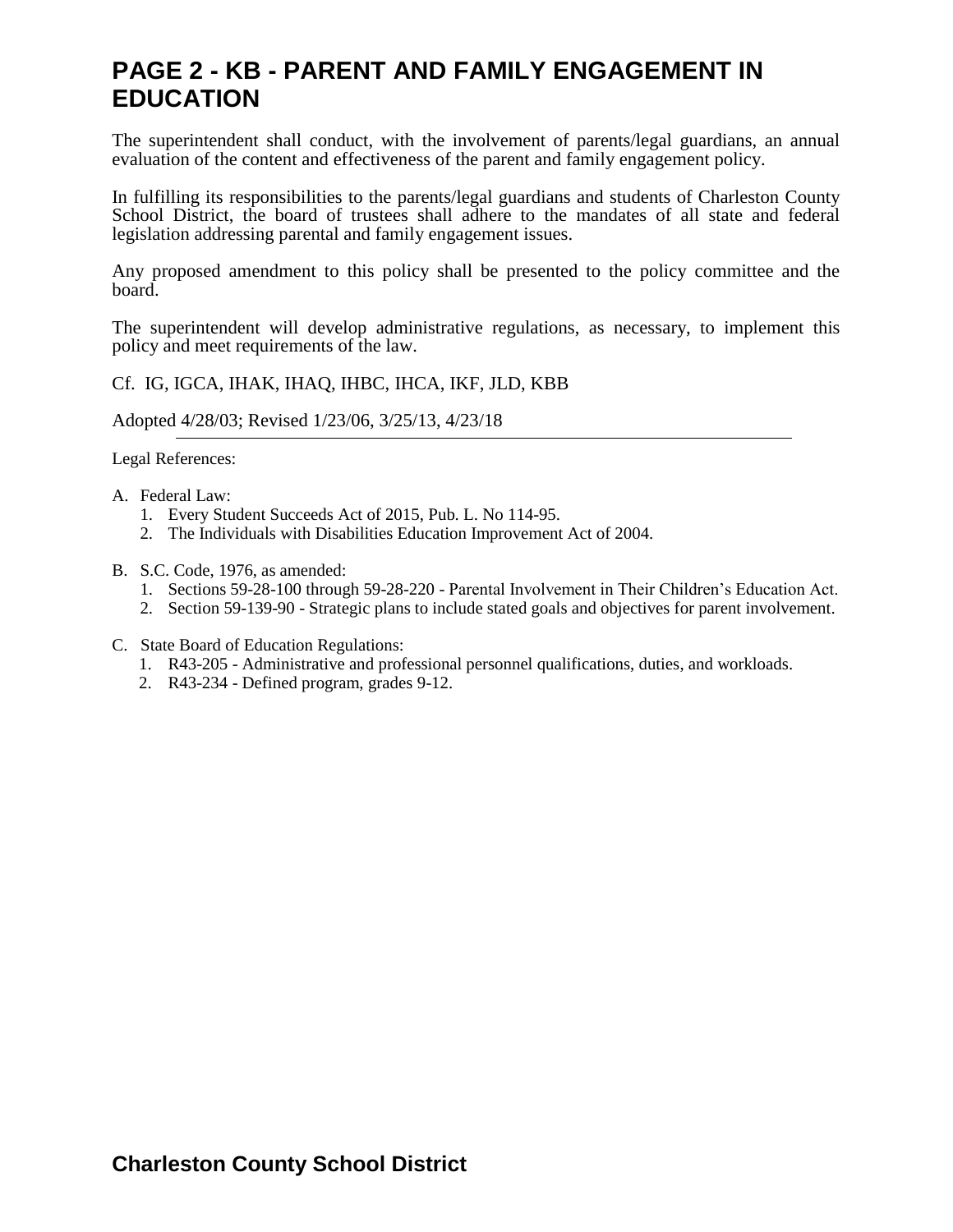The superintendent shall conduct, with the involvement of parents/legal guardians, an annual evaluation of the content and effectiveness of the parent and family engagement policy.

In fulfilling its responsibilities to the parents/legal guardians and students of Charleston County School District, the board of trustees shall adhere to the mandates of all state and federal legislation addressing parental and family engagement issues.

Any proposed amendment to this policy shall be presented to the policy committee and the board.

The superintendent will develop administrative regulations, as necessary, to implement this policy and meet requirements of the law.

Cf. IG, IGCA, IHAK, IHAQ, IHBC, IHCA, IKF, JLD, KBB

Adopted 4/28/03; Revised 1/23/06, 3/25/13, 4/23/18

---

Legal References:

A. Federal Law:
   1. Every Student Succeeds Act of 2015, Pub. L. No 114-95.
   2. The Individuals with Disabilities Education Improvement Act of 2004.

B. S.C. Code, 1976, as amended:
   1. Sections 59-28-100 through 59-28-220 - Parental Involvement in Their Children's Education Act.
   2. Section 59-139-90 - Strategic plans to include stated goals and objectives for parent involvement.

C. State Board of Education Regulations:
   1. R43-205 - Administrative and professional personnel qualifications, duties, and workloads.
   2. R43-234 - Defined program, grades 9-12.